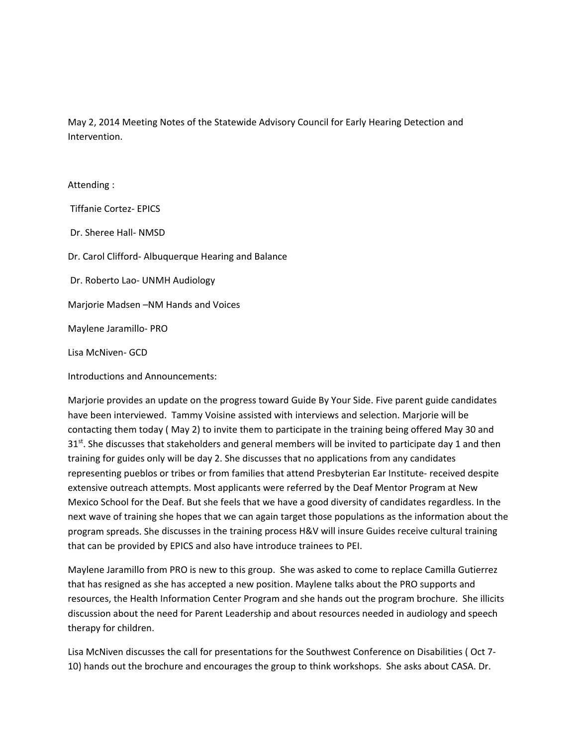May 2, 2014 Meeting Notes of the Statewide Advisory Council for Early Hearing Detection and Intervention.

Attending :

Tiffanie Cortez- EPICS

Dr. Sheree Hall- NMSD

Dr. Carol Clifford- Albuquerque Hearing and Balance

Dr. Roberto Lao- UNMH Audiology

Marjorie Madsen –NM Hands and Voices

Maylene Jaramillo- PRO

Lisa McNiven- GCD

Introductions and Announcements:

Marjorie provides an update on the progress toward Guide By Your Side. Five parent guide candidates have been interviewed. Tammy Voisine assisted with interviews and selection. Marjorie will be contacting them today ( May 2) to invite them to participate in the training being offered May 30 and 31st. She discusses that stakeholders and general members will be invited to participate day 1 and then training for guides only will be day 2. She discusses that no applications from any candidates representing pueblos or tribes or from families that attend Presbyterian Ear Institute- received despite extensive outreach attempts. Most applicants were referred by the Deaf Mentor Program at New Mexico School for the Deaf. But she feels that we have a good diversity of candidates regardless. In the next wave of training she hopes that we can again target those populations as the information about the program spreads. She discusses in the training process H&V will insure Guides receive cultural training that can be provided by EPICS and also have introduce trainees to PEI.

Maylene Jaramillo from PRO is new to this group. She was asked to come to replace Camilla Gutierrez that has resigned as she has accepted a new position. Maylene talks about the PRO supports and resources, the Health Information Center Program and she hands out the program brochure. She illicits discussion about the need for Parent Leadership and about resources needed in audiology and speech therapy for children.

Lisa McNiven discusses the call for presentations for the Southwest Conference on Disabilities ( Oct 7-10) hands out the brochure and encourages the group to think workshops. She asks about CASA. Dr.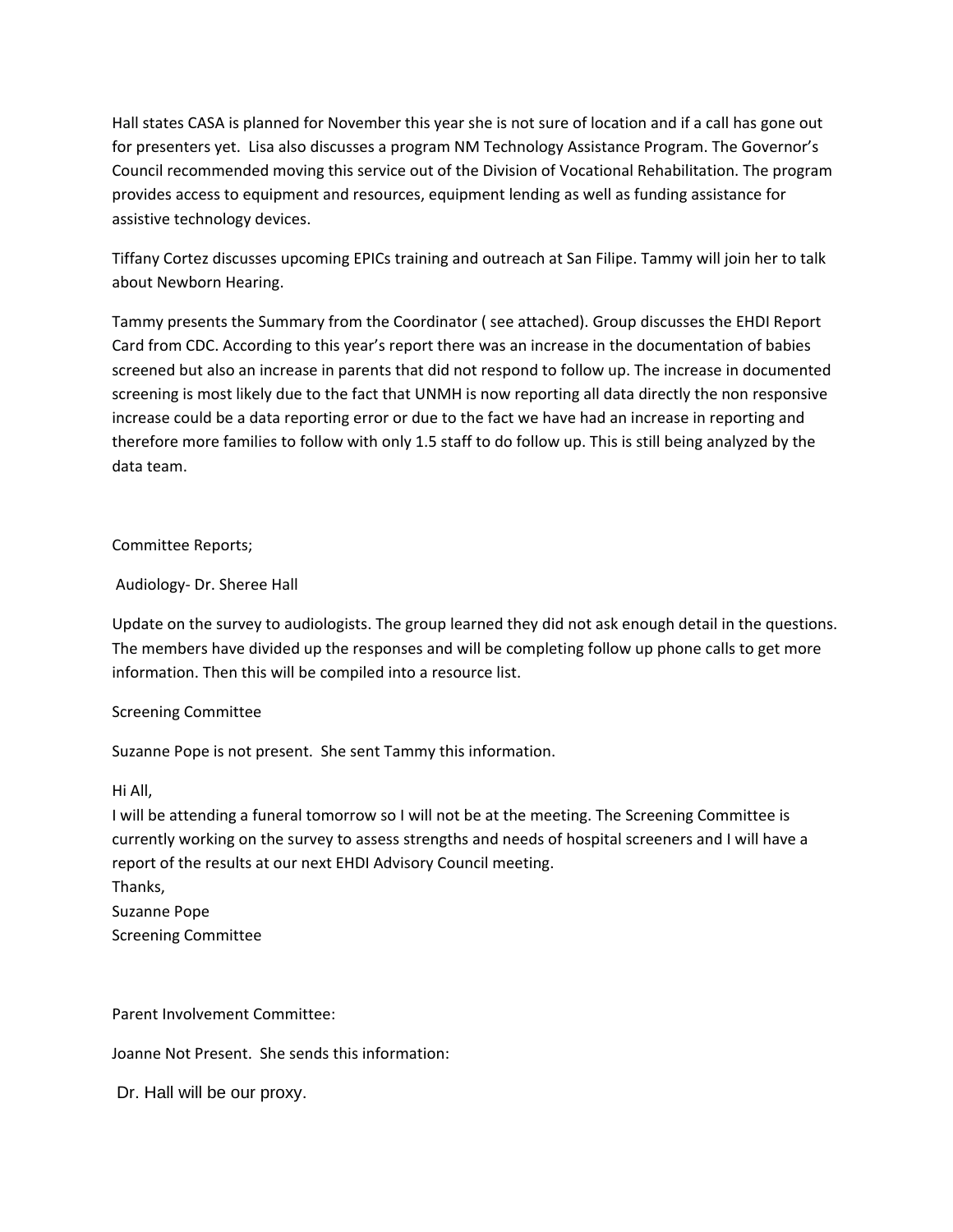Hall states CASA is planned for November this year she is not sure of location and if a call has gone out for presenters yet. Lisa also discusses a program NM Technology Assistance Program. The Governor's Council recommended moving this service out of the Division of Vocational Rehabilitation. The program provides access to equipment and resources, equipment lending as well as funding assistance for assistive technology devices.

Tiffany Cortez discusses upcoming EPICs training and outreach at San Filipe. Tammy will join her to talk about Newborn Hearing.

Tammy presents the Summary from the Coordinator ( see attached). Group discusses the EHDI Report Card from CDC. According to this year's report there was an increase in the documentation of babies screened but also an increase in parents that did not respond to follow up. The increase in documented screening is most likely due to the fact that UNMH is now reporting all data directly the non responsive increase could be a data reporting error or due to the fact we have had an increase in reporting and therefore more families to follow with only 1.5 staff to do follow up. This is still being analyzed by the data team.

Committee Reports;

Audiology- Dr. Sheree Hall

Update on the survey to audiologists. The group learned they did not ask enough detail in the questions. The members have divided up the responses and will be completing follow up phone calls to get more information. Then this will be compiled into a resource list.

Screening Committee

Suzanne Pope is not present. She sent Tammy this information.

Hi All,
I will be attending a funeral tomorrow so I will not be at the meeting. The Screening Committee is currently working on the survey to assess strengths and needs of hospital screeners and I will have a report of the results at our next EHDI Advisory Council meeting.
Thanks,
Suzanne Pope
Screening Committee

Parent Involvement Committee:

Joanne Not Present. She sends this information:

Dr. Hall will be our proxy.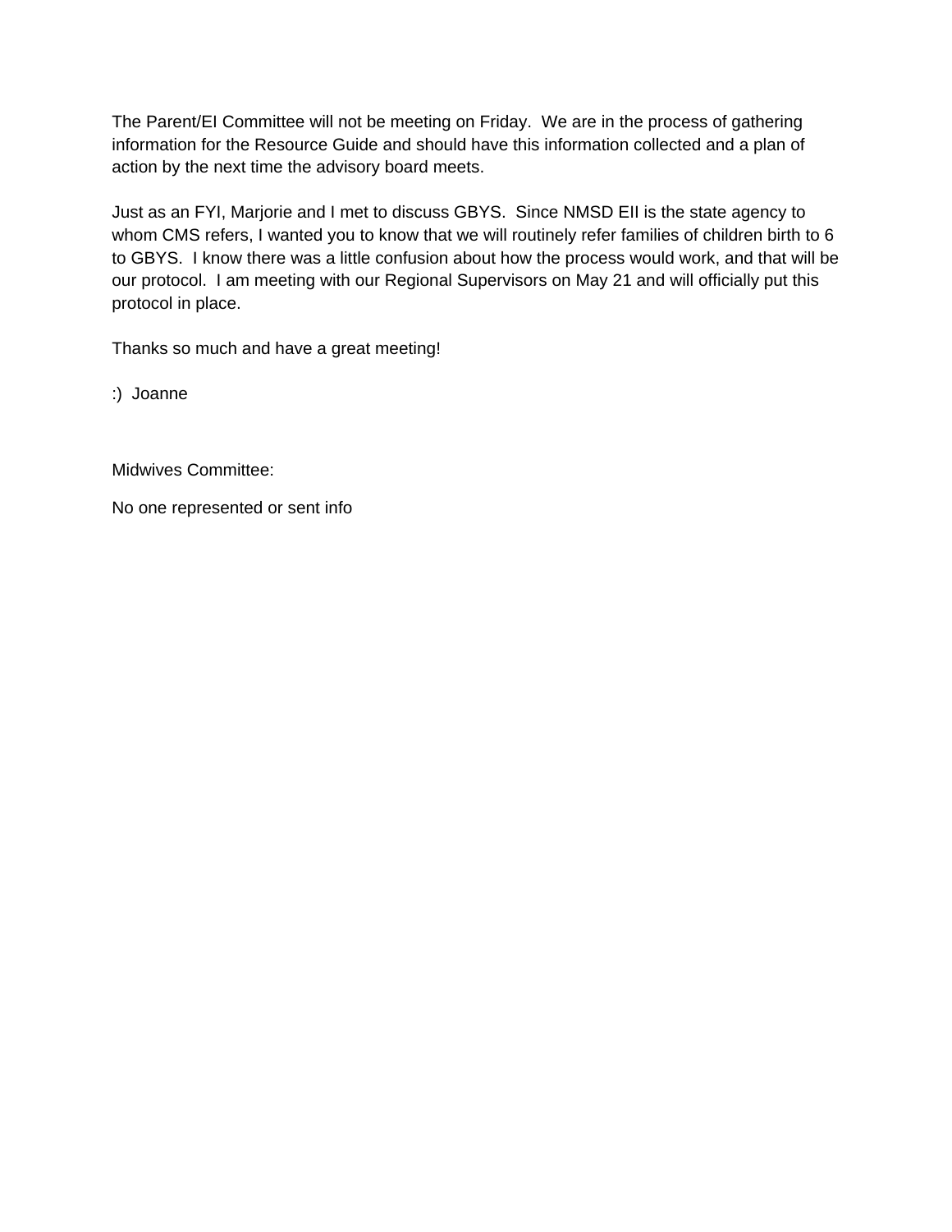The Parent/EI Committee will not be meeting on Friday. We are in the process of gathering information for the Resource Guide and should have this information collected and a plan of action by the next time the advisory board meets.

Just as an FYI, Marjorie and I met to discuss GBYS. Since NMSD EII is the state agency to whom CMS refers, I wanted you to know that we will routinely refer families of children birth to 6 to GBYS. I know there was a little confusion about how the process would work, and that will be our protocol. I am meeting with our Regional Supervisors on May 21 and will officially put this protocol in place.

Thanks so much and have a great meeting!

:) Joanne

Midwives Committee:

No one represented or sent info